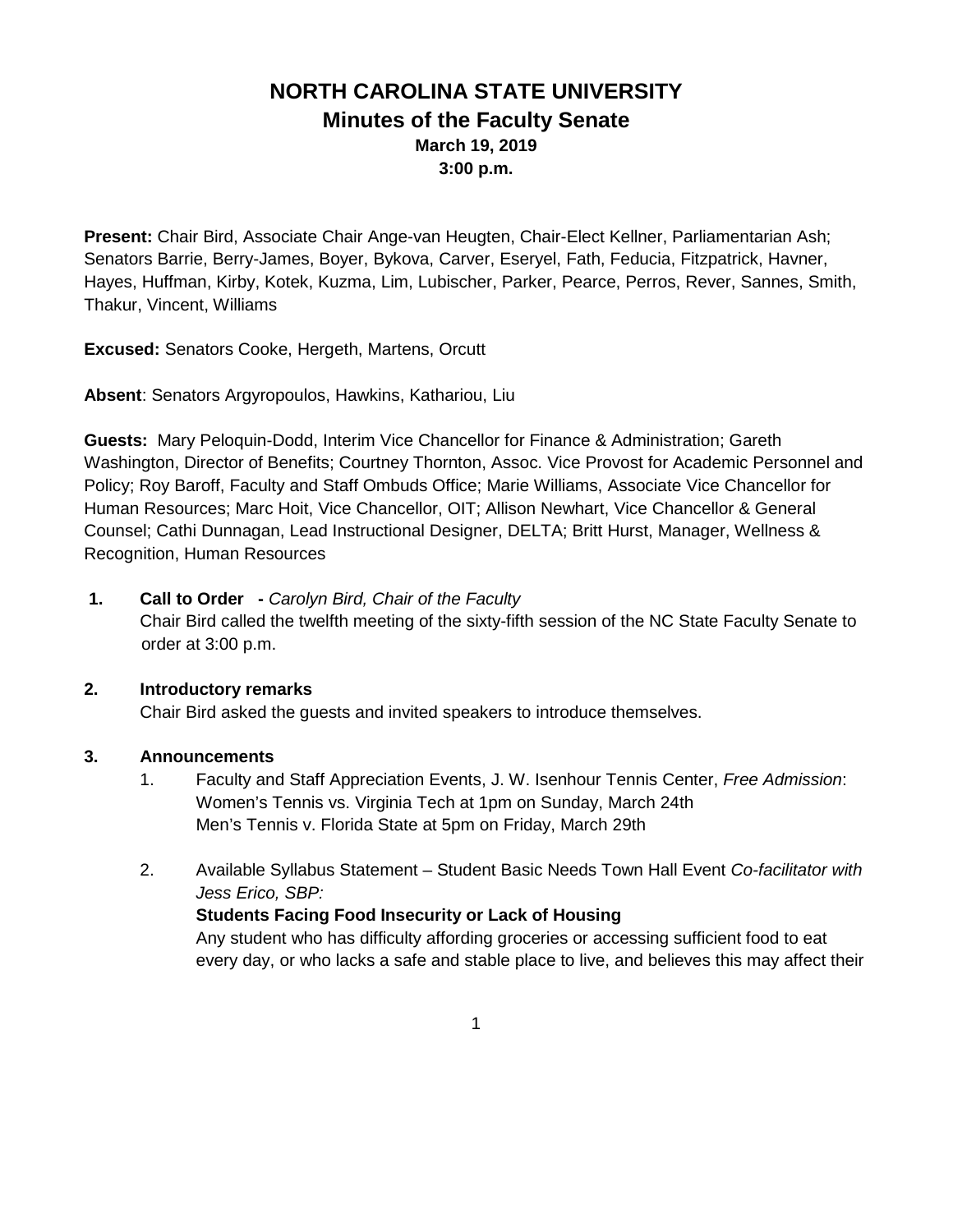# NORTH CAROLINA STATE UNIVERSITY
## Minutes of the Faculty Senate
### March 19, 2019
### 3:00 p.m.

**Present:** Chair Bird, Associate Chair Ange-van Heugten, Chair-Elect Kellner, Parliamentarian Ash; Senators Barrie, Berry-James, Boyer, Bykova, Carver, Eseryel, Fath, Feducia, Fitzpatrick, Havner, Hayes, Huffman, Kirby, Kotek, Kuzma, Lim, Lubischer, Parker, Pearce, Perros, Rever, Sannes, Smith, Thakur, Vincent, Williams

**Excused:** Senators Cooke, Hergeth, Martens, Orcutt

**Absent**: Senators Argyropoulos, Hawkins, Kathariou, Liu

**Guests:** Mary Peloquin-Dodd, Interim Vice Chancellor for Finance & Administration; Gareth Washington, Director of Benefits; Courtney Thornton, Assoc. Vice Provost for Academic Personnel and Policy; Roy Baroff, Faculty and Staff Ombuds Office; Marie Williams, Associate Vice Chancellor for Human Resources; Marc Hoit, Vice Chancellor, OIT; Allison Newhart, Vice Chancellor & General Counsel; Cathi Dunnagan, Lead Instructional Designer, DELTA; Britt Hurst, Manager, Wellness & Recognition, Human Resources

**1. Call to Order -** *Carolyn Bird, Chair of the Faculty*

Chair Bird called the twelfth meeting of the sixty-fifth session of the NC State Faculty Senate to order at 3:00 p.m.

**2. Introductory remarks**

Chair Bird asked the guests and invited speakers to introduce themselves.

**3. Announcements**

1. Faculty and Staff Appreciation Events, J. W. Isenhour Tennis Center, *Free Admission*:
   Women's Tennis vs. Virginia Tech at 1pm on Sunday, March 24th
   Men's Tennis v. Florida State at 5pm on Friday, March 29th

2. Available Syllabus Statement – Student Basic Needs Town Hall Event *Co-facilitator with Jess Erico, SBP:*

   **Students Facing Food Insecurity or Lack of Housing**

   Any student who has difficulty affording groceries or accessing sufficient food to eat every day, or who lacks a safe and stable place to live, and believes this may affect their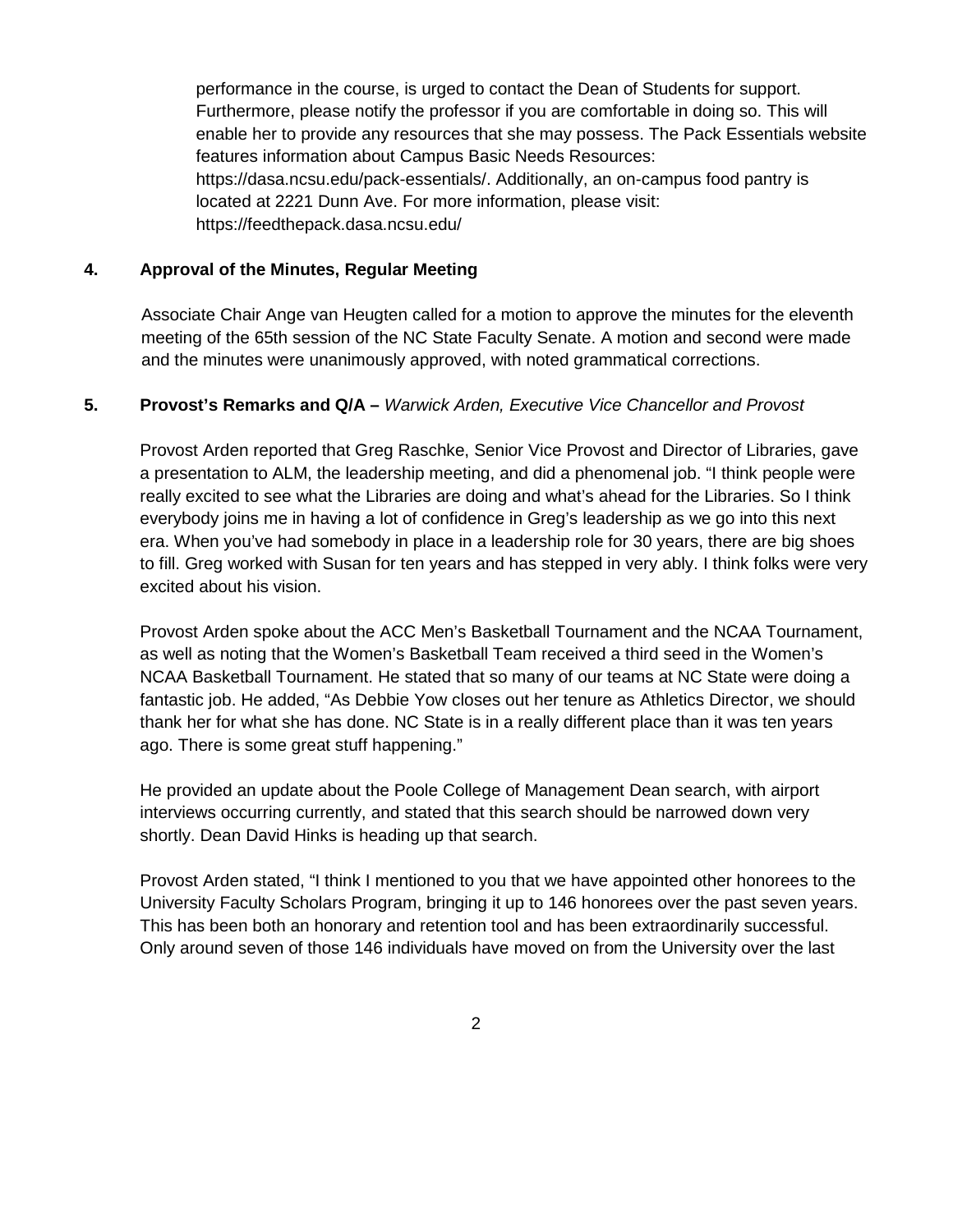performance in the course, is urged to contact the Dean of Students for support. Furthermore, please notify the professor if you are comfortable in doing so. This will enable her to provide any resources that she may possess. The Pack Essentials website features information about Campus Basic Needs Resources: https://dasa.ncsu.edu/pack-essentials/. Additionally, an on-campus food pantry is located at 2221 Dunn Ave. For more information, please visit: https://feedthepack.dasa.ncsu.edu/

**4. Approval of the Minutes, Regular Meeting**

Associate Chair Ange van Heugten called for a motion to approve the minutes for the eleventh meeting of the 65th session of the NC State Faculty Senate. A motion and second were made and the minutes were unanimously approved, with noted grammatical corrections.

**5. Provost's Remarks and Q/A –** *Warwick Arden, Executive Vice Chancellor and Provost*

Provost Arden reported that Greg Raschke, Senior Vice Provost and Director of Libraries, gave a presentation to ALM, the leadership meeting, and did a phenomenal job. "I think people were really excited to see what the Libraries are doing and what's ahead for the Libraries. So I think everybody joins me in having a lot of confidence in Greg's leadership as we go into this next era. When you've had somebody in place in a leadership role for 30 years, there are big shoes to fill. Greg worked with Susan for ten years and has stepped in very ably. I think folks were very excited about his vision.

Provost Arden spoke about the ACC Men's Basketball Tournament and the NCAA Tournament, as well as noting that the Women's Basketball Team received a third seed in the Women's NCAA Basketball Tournament. He stated that so many of our teams at NC State were doing a fantastic job. He added, "As Debbie Yow closes out her tenure as Athletics Director, we should thank her for what she has done. NC State is in a really different place than it was ten years ago. There is some great stuff happening."

He provided an update about the Poole College of Management Dean search, with airport interviews occurring currently, and stated that this search should be narrowed down very shortly. Dean David Hinks is heading up that search.

Provost Arden stated, "I think I mentioned to you that we have appointed other honorees to the University Faculty Scholars Program, bringing it up to 146 honorees over the past seven years. This has been both an honorary and retention tool and has been extraordinarily successful. Only around seven of those 146 individuals have moved on from the University over the last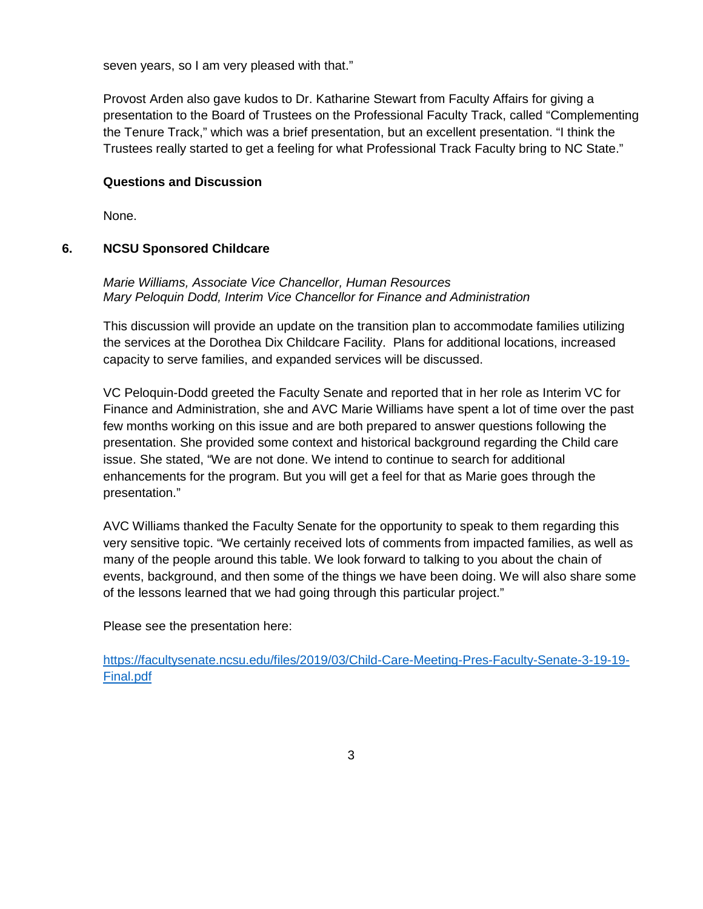seven years, so I am very pleased with that."

Provost Arden also gave kudos to Dr. Katharine Stewart from Faculty Affairs for giving a presentation to the Board of Trustees on the Professional Faculty Track, called "Complementing the Tenure Track," which was a brief presentation, but an excellent presentation. "I think the Trustees really started to get a feeling for what Professional Track Faculty bring to NC State."

**Questions and Discussion**

None.

## 6. NCSU Sponsored Childcare

*Marie Williams, Associate Vice Chancellor, Human Resources*
*Mary Peloquin Dodd, Interim Vice Chancellor for Finance and Administration*

This discussion will provide an update on the transition plan to accommodate families utilizing the services at the Dorothea Dix Childcare Facility. Plans for additional locations, increased capacity to serve families, and expanded services will be discussed.

VC Peloquin-Dodd greeted the Faculty Senate and reported that in her role as Interim VC for Finance and Administration, she and AVC Marie Williams have spent a lot of time over the past few months working on this issue and are both prepared to answer questions following the presentation. She provided some context and historical background regarding the Child care issue. She stated, "We are not done. We intend to continue to search for additional enhancements for the program. But you will get a feel for that as Marie goes through the presentation."

AVC Williams thanked the Faculty Senate for the opportunity to speak to them regarding this very sensitive topic. "We certainly received lots of comments from impacted families, as well as many of the people around this table. We look forward to talking to you about the chain of events, background, and then some of the things we have been doing. We will also share some of the lessons learned that we had going through this particular project."

Please see the presentation here:

[https://facultysenate.ncsu.edu/files/2019/03/Child-Care-Meeting-Pres-Faculty-Senate-3-19-19-Final.pdf](https://facultysenate.ncsu.edu/files/2019/03/Child-Care-Meeting-Pres-Faculty-Senate-3-19-19-Final.pdf)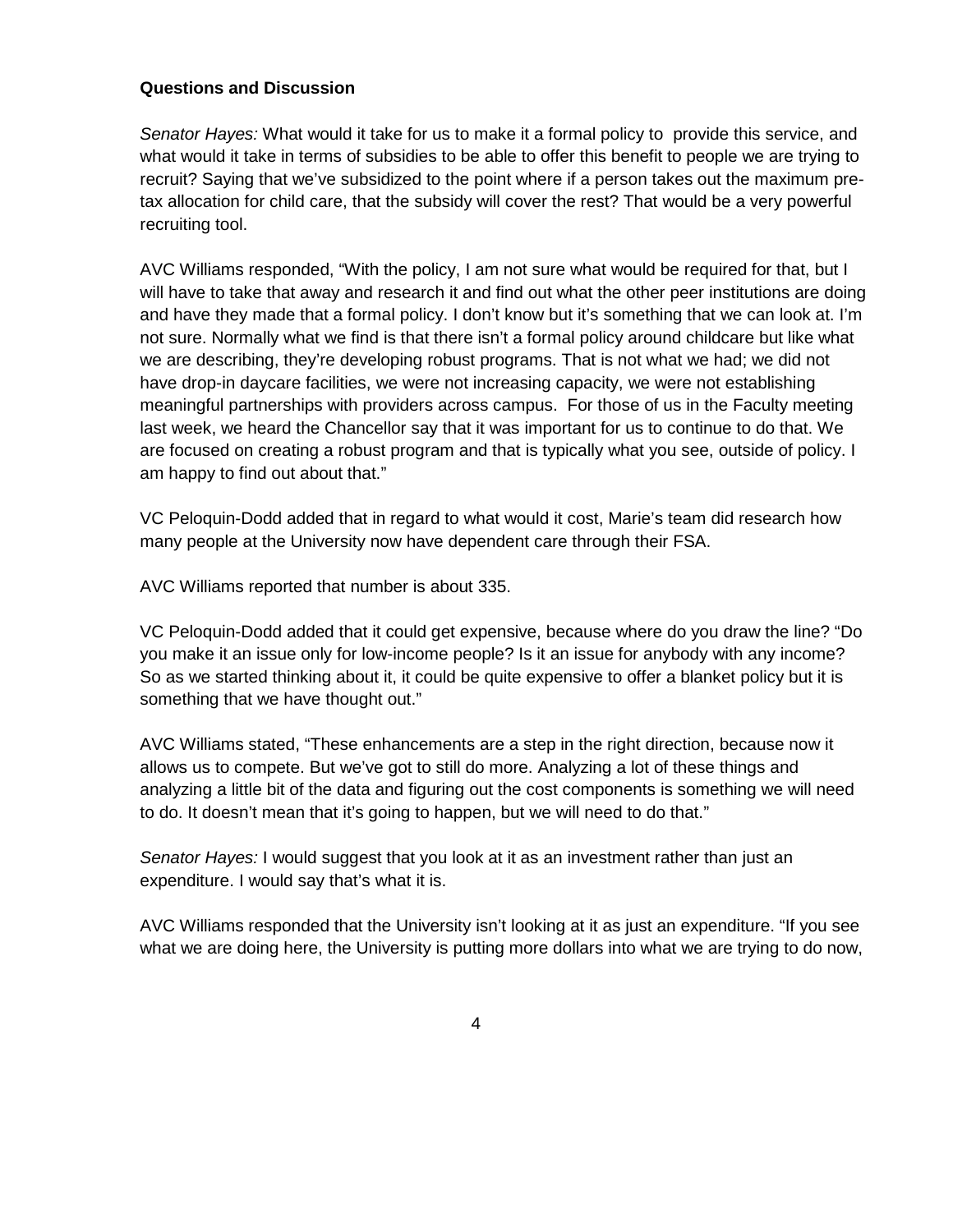**Questions and Discussion**

*Senator Hayes:* What would it take for us to make it a formal policy to provide this service, and what would it take in terms of subsidies to be able to offer this benefit to people we are trying to recruit? Saying that we've subsidized to the point where if a person takes out the maximum pre-tax allocation for child care, that the subsidy will cover the rest? That would be a very powerful recruiting tool.

AVC Williams responded, "With the policy, I am not sure what would be required for that, but I will have to take that away and research it and find out what the other peer institutions are doing and have they made that a formal policy. I don't know but it's something that we can look at. I'm not sure. Normally what we find is that there isn't a formal policy around childcare but like what we are describing, they're developing robust programs. That is not what we had; we did not have drop-in daycare facilities, we were not increasing capacity, we were not establishing meaningful partnerships with providers across campus. For those of us in the Faculty meeting last week, we heard the Chancellor say that it was important for us to continue to do that. We are focused on creating a robust program and that is typically what you see, outside of policy. I am happy to find out about that."

VC Peloquin-Dodd added that in regard to what would it cost, Marie's team did research how many people at the University now have dependent care through their FSA.

AVC Williams reported that number is about 335.

VC Peloquin-Dodd added that it could get expensive, because where do you draw the line? "Do you make it an issue only for low-income people? Is it an issue for anybody with any income? So as we started thinking about it, it could be quite expensive to offer a blanket policy but it is something that we have thought out."

AVC Williams stated, "These enhancements are a step in the right direction, because now it allows us to compete. But we've got to still do more. Analyzing a lot of these things and analyzing a little bit of the data and figuring out the cost components is something we will need to do. It doesn't mean that it's going to happen, but we will need to do that."

*Senator Hayes:* I would suggest that you look at it as an investment rather than just an expenditure. I would say that's what it is.

AVC Williams responded that the University isn't looking at it as just an expenditure. "If you see what we are doing here, the University is putting more dollars into what we are trying to do now,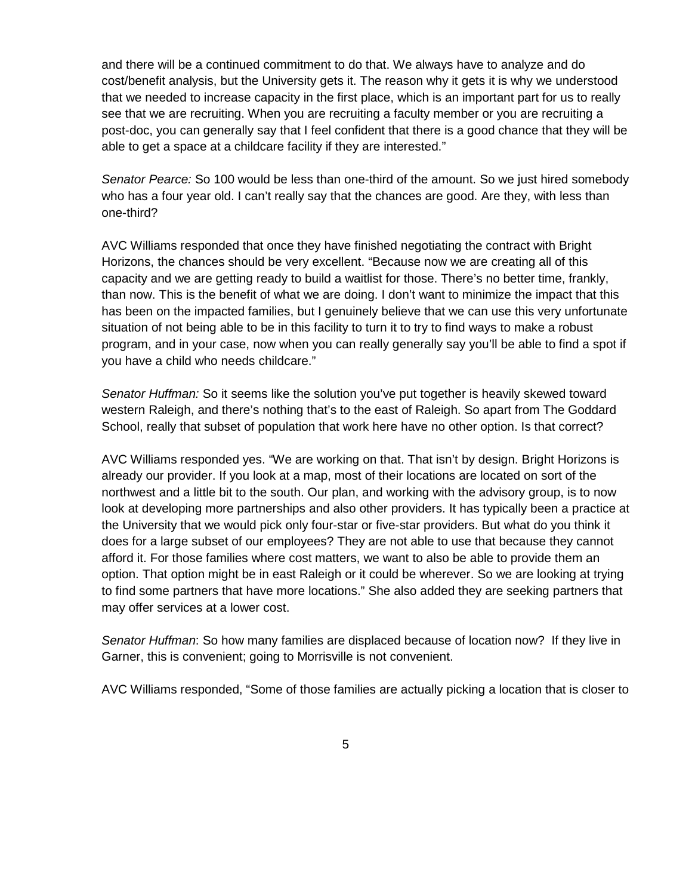and there will be a continued commitment to do that. We always have to analyze and do cost/benefit analysis, but the University gets it. The reason why it gets it is why we understood that we needed to increase capacity in the first place, which is an important part for us to really see that we are recruiting. When you are recruiting a faculty member or you are recruiting a post-doc, you can generally say that I feel confident that there is a good chance that they will be able to get a space at a childcare facility if they are interested."

*Senator Pearce:* So 100 would be less than one-third of the amount. So we just hired somebody who has a four year old. I can't really say that the chances are good. Are they, with less than one-third?

AVC Williams responded that once they have finished negotiating the contract with Bright Horizons, the chances should be very excellent. "Because now we are creating all of this capacity and we are getting ready to build a waitlist for those. There's no better time, frankly, than now. This is the benefit of what we are doing. I don't want to minimize the impact that this has been on the impacted families, but I genuinely believe that we can use this very unfortunate situation of not being able to be in this facility to turn it to try to find ways to make a robust program, and in your case, now when you can really generally say you'll be able to find a spot if you have a child who needs childcare."

*Senator Huffman:* So it seems like the solution you've put together is heavily skewed toward western Raleigh, and there's nothing that's to the east of Raleigh. So apart from The Goddard School, really that subset of population that work here have no other option. Is that correct?

AVC Williams responded yes. "We are working on that. That isn't by design. Bright Horizons is already our provider. If you look at a map, most of their locations are located on sort of the northwest and a little bit to the south. Our plan, and working with the advisory group, is to now look at developing more partnerships and also other providers. It has typically been a practice at the University that we would pick only four-star or five-star providers. But what do you think it does for a large subset of our employees? They are not able to use that because they cannot afford it. For those families where cost matters, we want to also be able to provide them an option. That option might be in east Raleigh or it could be wherever. So we are looking at trying to find some partners that have more locations." She also added they are seeking partners that may offer services at a lower cost.

*Senator Huffman*: So how many families are displaced because of location now? If they live in Garner, this is convenient; going to Morrisville is not convenient.

AVC Williams responded, "Some of those families are actually picking a location that is closer to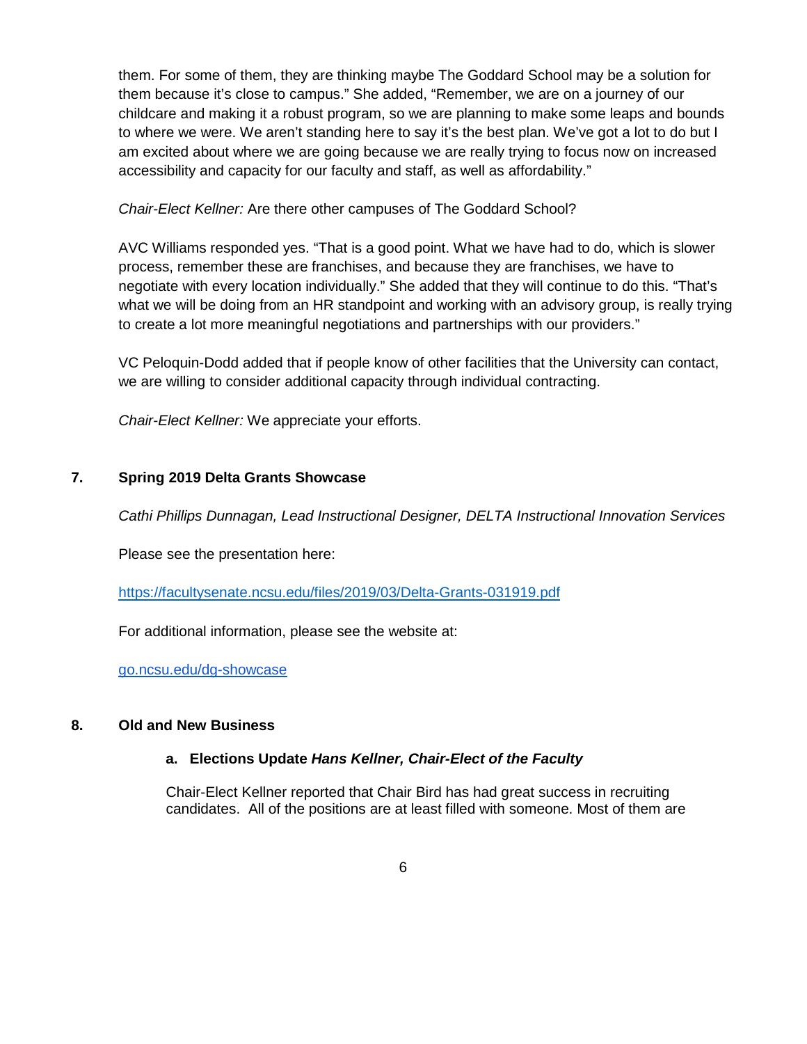them. For some of them, they are thinking maybe The Goddard School may be a solution for them because it's close to campus." She added, "Remember, we are on a journey of our childcare and making it a robust program, so we are planning to make some leaps and bounds to where we were. We aren't standing here to say it's the best plan. We've got a lot to do but I am excited about where we are going because we are really trying to focus now on increased accessibility and capacity for our faculty and staff, as well as affordability."

*Chair-Elect Kellner:* Are there other campuses of The Goddard School?

AVC Williams responded yes. "That is a good point. What we have had to do, which is slower process, remember these are franchises, and because they are franchises, we have to negotiate with every location individually." She added that they will continue to do this. "That's what we will be doing from an HR standpoint and working with an advisory group, is really trying to create a lot more meaningful negotiations and partnerships with our providers."

VC Peloquin-Dodd added that if people know of other facilities that the University can contact, we are willing to consider additional capacity through individual contracting.

*Chair-Elect Kellner:* We appreciate your efforts.

## 7. Spring 2019 Delta Grants Showcase

*Cathi Phillips Dunnagan, Lead Instructional Designer, DELTA Instructional Innovation Services*

Please see the presentation here:

https://facultysenate.ncsu.edu/files/2019/03/Delta-Grants-031919.pdf

For additional information, please see the website at:

go.ncsu.edu/dg-showcase

## 8. Old and New Business

### a. Elections Update *Hans Kellner, Chair-Elect of the Faculty*

Chair-Elect Kellner reported that Chair Bird has had great success in recruiting candidates. All of the positions are at least filled with someone. Most of them are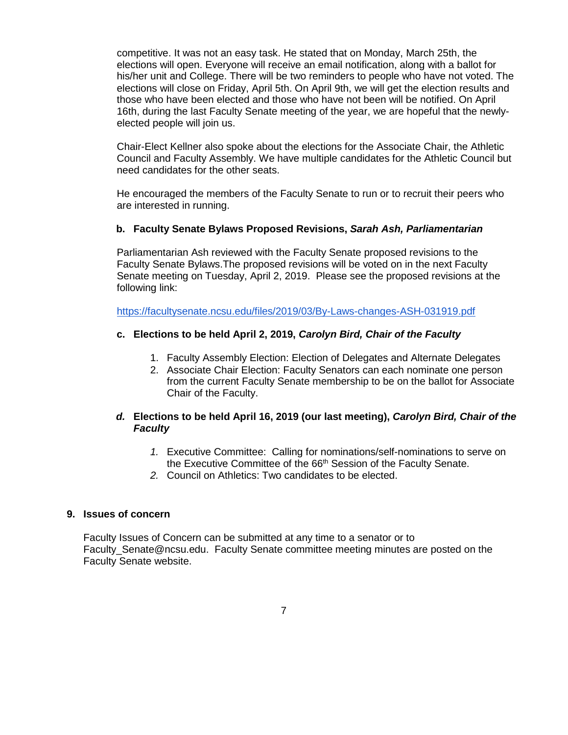competitive. It was not an easy task. He stated that on Monday, March 25th, the elections will open. Everyone will receive an email notification, along with a ballot for his/her unit and College. There will be two reminders to people who have not voted. The elections will close on Friday, April 5th. On April 9th, we will get the election results and those who have been elected and those who have not been will be notified. On April 16th, during the last Faculty Senate meeting of the year, we are hopeful that the newly-elected people will join us.

Chair-Elect Kellner also spoke about the elections for the Associate Chair, the Athletic Council and Faculty Assembly. We have multiple candidates for the Athletic Council but need candidates for the other seats.

He encouraged the members of the Faculty Senate to run or to recruit their peers who are interested in running.

**b. Faculty Senate Bylaws Proposed Revisions, *Sarah Ash, Parliamentarian***

Parliamentarian Ash reviewed with the Faculty Senate proposed revisions to the Faculty Senate Bylaws.The proposed revisions will be voted on in the next Faculty Senate meeting on Tuesday, April 2, 2019. Please see the proposed revisions at the following link:

https://facultysenate.ncsu.edu/files/2019/03/By-Laws-changes-ASH-031919.pdf

**c. Elections to be held April 2, 2019, *Carolyn Bird, Chair of the Faculty***

1. Faculty Assembly Election: Election of Delegates and Alternate Delegates
2. Associate Chair Election: Faculty Senators can each nominate one person from the current Faculty Senate membership to be on the ballot for Associate Chair of the Faculty.

***d.* Elections to be held April 16, 2019 (our last meeting), *Carolyn Bird, Chair of the Faculty***

1. Executive Committee: Calling for nominations/self-nominations to serve on the Executive Committee of the 66th Session of the Faculty Senate.
2. Council on Athletics: Two candidates to be elected.

**9. Issues of concern**

Faculty Issues of Concern can be submitted at any time to a senator or to Faculty_Senate@ncsu.edu. Faculty Senate committee meeting minutes are posted on the Faculty Senate website.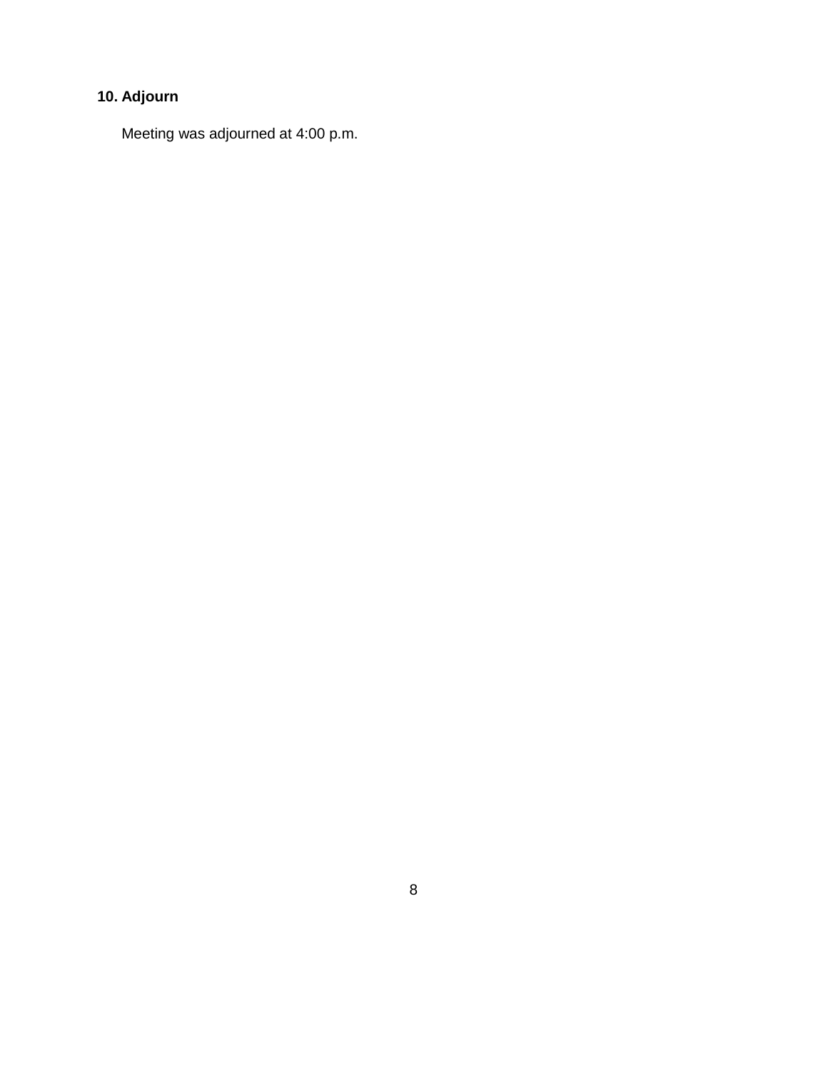**10. Adjourn**

Meeting was adjourned at 4:00 p.m.